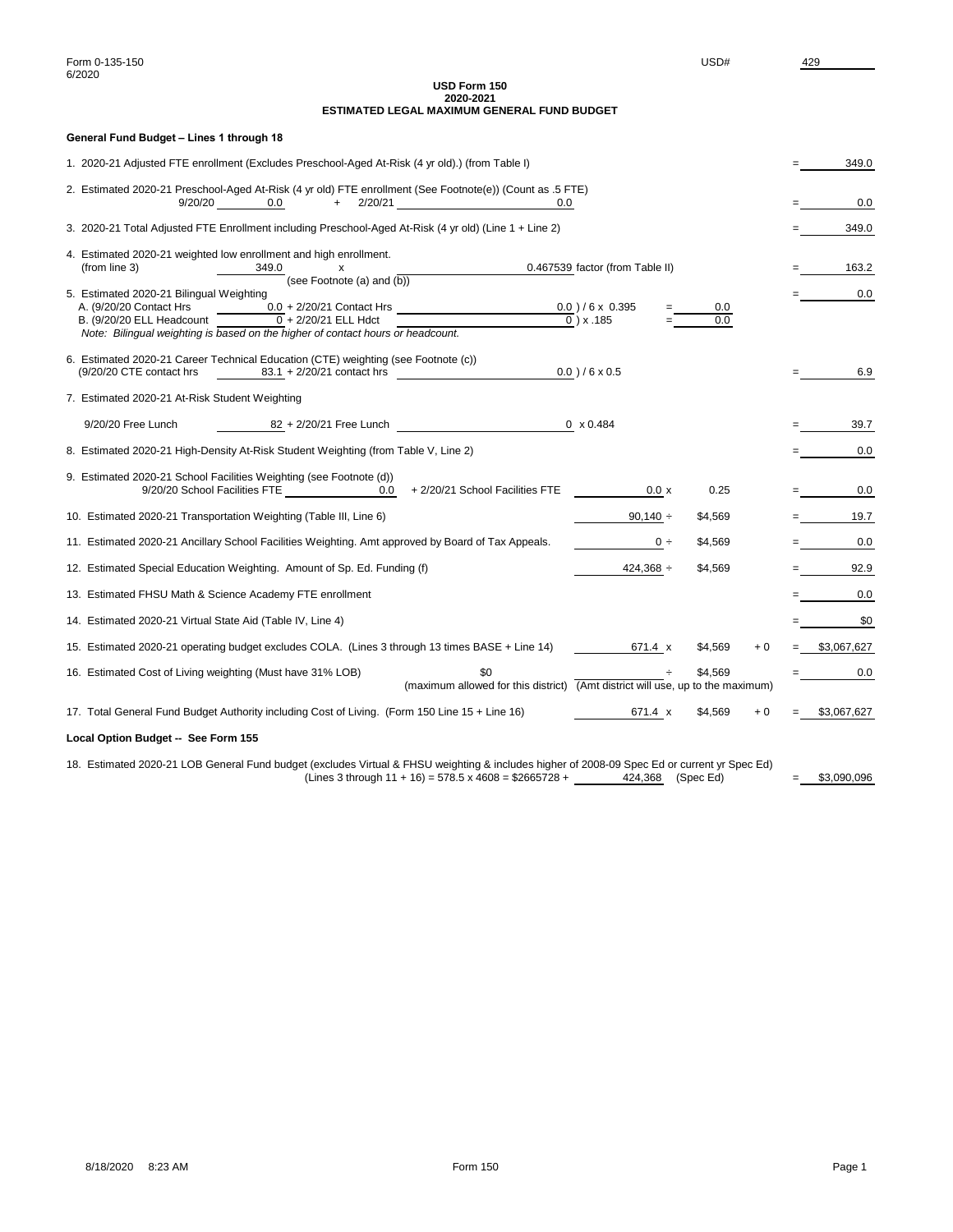Form 0-135-150
6/2020

USD# 429

**USD Form 150**
**2020-2021**
**ESTIMATED LEGAL MAXIMUM GENERAL FUND BUDGET**

**General Fund Budget – Lines 1 through 18**

1. 2020-21 Adjusted FTE enrollment (Excludes Preschool-Aged At-Risk (4 yr old).) (from Table I) = 349.0

2. Estimated 2020-21 Preschool-Aged At-Risk (4 yr old) FTE enrollment (See Footnote(e)) (Count as .5 FTE)
   9/20/20 0.0 + 2/20/21 0.0 = 0.0

3. 2020-21 Total Adjusted FTE Enrollment including Preschool-Aged At-Risk (4 yr old) (Line 1 + Line 2) = 349.0

4. Estimated 2020-21 weighted low enrollment and high enrollment.
   (from line 3) 349.0 x 0.467539 factor (from Table II) (see Footnote (a) and (b)) = 163.2

5. Estimated 2020-21 Bilingual Weighting = 0.0
   A. (9/20/20 Contact Hrs 0.0 + 2/20/21 Contact Hrs 0.0 ) / 6 x 0.395 = 0.0
   B. (9/20/20 ELL Headcount 0 + 2/20/21 ELL Hdct 0 ) x .185 = 0.0
   *Note: Bilingual weighting is based on the higher of contact hours or headcount.*

6. Estimated 2020-21 Career Technical Education (CTE) weighting (see Footnote (c))
   (9/20/20 CTE contact hrs 83.1 + 2/20/21 contact hrs 0.0 ) / 6 x 0.5 = 6.9

7. Estimated 2020-21 At-Risk Student Weighting
   9/20/20 Free Lunch 82 + 2/20/21 Free Lunch 0 x 0.484 = 39.7

8. Estimated 2020-21 High-Density At-Risk Student Weighting (from Table V, Line 2) = 0.0

9. Estimated 2020-21 School Facilities Weighting (see Footnote (d))
   9/20/20 School Facilities FTE 0.0 + 2/20/21 School Facilities FTE 0.0 x 0.25 = 0.0

10. Estimated 2020-21 Transportation Weighting (Table III, Line 6) 90,140 ÷ $4,569 = 19.7

11. Estimated 2020-21 Ancillary School Facilities Weighting. Amt approved by Board of Tax Appeals. 0 ÷ $4,569 = 0.0

12. Estimated Special Education Weighting. Amount of Sp. Ed. Funding (f) 424,368 ÷ $4,569 = 92.9

13. Estimated FHSU Math & Science Academy FTE enrollment = 0.0

14. Estimated 2020-21 Virtual State Aid (Table IV, Line 4) = $0

15. Estimated 2020-21 operating budget excludes COLA. (Lines 3 through 13 times BASE + Line 14) 671.4 x $4,569 + 0 = $3,067,627

16. Estimated Cost of Living weighting (Must have 31% LOB) $0 (maximum allowed for this district) ÷ (Amt district will use, up to the maximum) $4,569 = 0.0

17. Total General Fund Budget Authority including Cost of Living. (Form 150 Line 15 + Line 16) 671.4 x $4,569 + 0 = $3,067,627

**Local Option Budget -- See Form 155**

18. Estimated 2020-21 LOB General Fund budget (excludes Virtual & FHSU weighting & includes higher of 2008-09 Spec Ed or current yr Spec Ed)
    (Lines 3 through 11 + 16) = 578.5 x 4608 = $2665728 + 424,368 (Spec Ed) = $3,090,096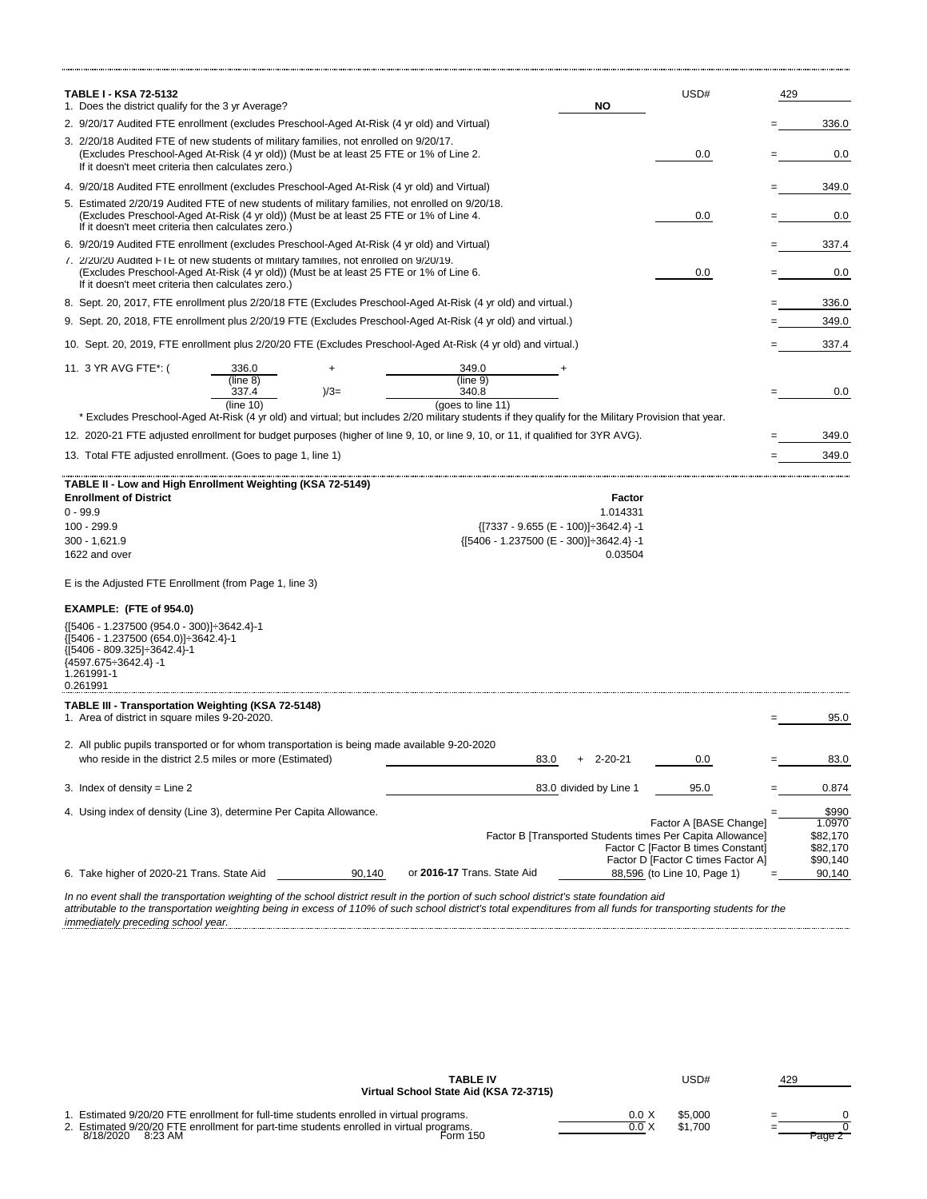**TABLE I - KSA 72-5132** USD# 429

1. Does the district qualify for the 3 yr Average? **NO**

| | | | |
|---|---|---|---|
| 2. 9/20/17 Audited FTE enrollment (excludes Preschool-Aged At-Risk (4 yr old) and Virtual) | | = | 336.0 |
| 3. 2/20/18 Audited FTE of new students of military families, not enrolled on 9/20/17. (Excludes Preschool-Aged At-Risk (4 yr old)) (Must be at least 25 FTE or 1% of Line 2. If it doesn't meet criteria then calculates zero.) | 0.0 | = | 0.0 |
| 4. 9/20/18 Audited FTE enrollment (excludes Preschool-Aged At-Risk (4 yr old) and Virtual) | | = | 349.0 |
| 5. Estimated 2/20/19 Audited FTE of new students of military families, not enrolled on 9/20/18. (Excludes Preschool-Aged At-Risk (4 yr old)) (Must be at least 25 FTE or 1% of Line 4. If it doesn't meet criteria then calculates zero.) | 0.0 | = | 0.0 |
| 6. 9/20/19 Audited FTE enrollment (excludes Preschool-Aged At-Risk (4 yr old) and Virtual) | | = | 337.4 |
| 7. 2/20/20 Audited FTE of new students of military families, not enrolled on 9/20/19. (Excludes Preschool-Aged At-Risk (4 yr old)) (Must be at least 25 FTE or 1% of Line 6. If it doesn't meet criteria then calculates zero.) | 0.0 | = | 0.0 |
| 8. Sept. 20, 2017, FTE enrollment plus 2/20/18 FTE (Excludes Preschool-Aged At-Risk (4 yr old) and virtual.) | | = | 336.0 |
| 9. Sept. 20, 2018, FTE enrollment plus 2/20/19 FTE (Excludes Preschool-Aged At-Risk (4 yr old) and virtual.) | | = | 349.0 |
| 10. Sept. 20, 2019, FTE enrollment plus 2/20/20 FTE (Excludes Preschool-Aged At-Risk (4 yr old) and virtual.) | | = | 337.4 |

11. 3 YR AVG FTE*: ( 336.0 (line 8) + 349.0 (line 9) + 337.4 (line 10) )/3= 340.8 (goes to line 11) = 0.0

\* Excludes Preschool-Aged At-Risk (4 yr old) and virtual; but includes 2/20 military students if they qualify for the Military Provision that year.

| | | |
|---|---|---|
| 12. 2020-21 FTE adjusted enrollment for budget purposes (higher of line 9, 10, or line 9, 10, or 11, if qualified for 3YR AVG). | = | 349.0 |
| 13. Total FTE adjusted enrollment. (Goes to page 1, line 1) | = | 349.0 |

**TABLE II - Low and High Enrollment Weighting (KSA 72-5149)**

| Enrollment of District | Factor |
|---|---|
| 0 - 99.9 | 1.014331 |
| 100 - 299.9 | {[7337 - 9.655 (E - 100)]÷3642.4} -1 |
| 300 - 1,621.9 | {[5406 - 1.237500 (E - 300)]÷3642.4} -1 |
| 1622 and over | 0.03504 |

E is the Adjusted FTE Enrollment (from Page 1, line 3)

**EXAMPLE: (FTE of 954.0)**

{[5406 - 1.237500 (954.0 - 300)]÷3642.4}-1
{[5406 - 1.237500 (654.0)]÷3642.4}-1
{[5406 - 809.325]÷3642.4}-1
{4597.675÷3642.4} -1
1.261991-1
0.261991

**TABLE III - Transportation Weighting (KSA 72-5148)**

1. Area of district in square miles 9-20-2020. = 95.0

2. All public pupils transported or for whom transportation is being made available 9-20-2020 who reside in the district 2.5 miles or more (Estimated) 83.0 + 2-20-21 0.0 = 83.0

3. Index of density = Line 2 83.0 divided by Line 1 95.0 = 0.874

4. Using index of density (Line 3), determine Per Capita Allowance. = $990

| | |
|---|---|
| Factor A [BASE Change] | 1.0970 |
| Factor B [Transported Students times Per Capita Allowance] | $82,170 |
| Factor C [Factor B times Constant] | $82,170 |
| Factor D [Factor C times Factor A] | $90,140 |

6. Take higher of 2020-21 Trans. State Aid 90,140 or **2016-17** Trans. State Aid 88,596 (to Line 10, Page 1) = 90,140

*In no event shall the transportation weighting of the school district result in the portion of such school district's state foundation aid attributable to the transportation weighting being in excess of 110% of such school district's total expenditures from all funds for transporting students for the immediately preceding school year.*

**TABLE IV**
**Virtual School State Aid (KSA 72-3715)** USD# 429

| | | | | |
|---|---|---|---|---|
| 1. Estimated 9/20/20 FTE enrollment for full-time students enrolled in virtual programs. | 0.0 X | $5,000 | = | 0 |
| 2. Estimated 9/20/20 FTE enrollment for part-time students enrolled in virtual programs. | 0.0 X | $1,700 | = | 0 |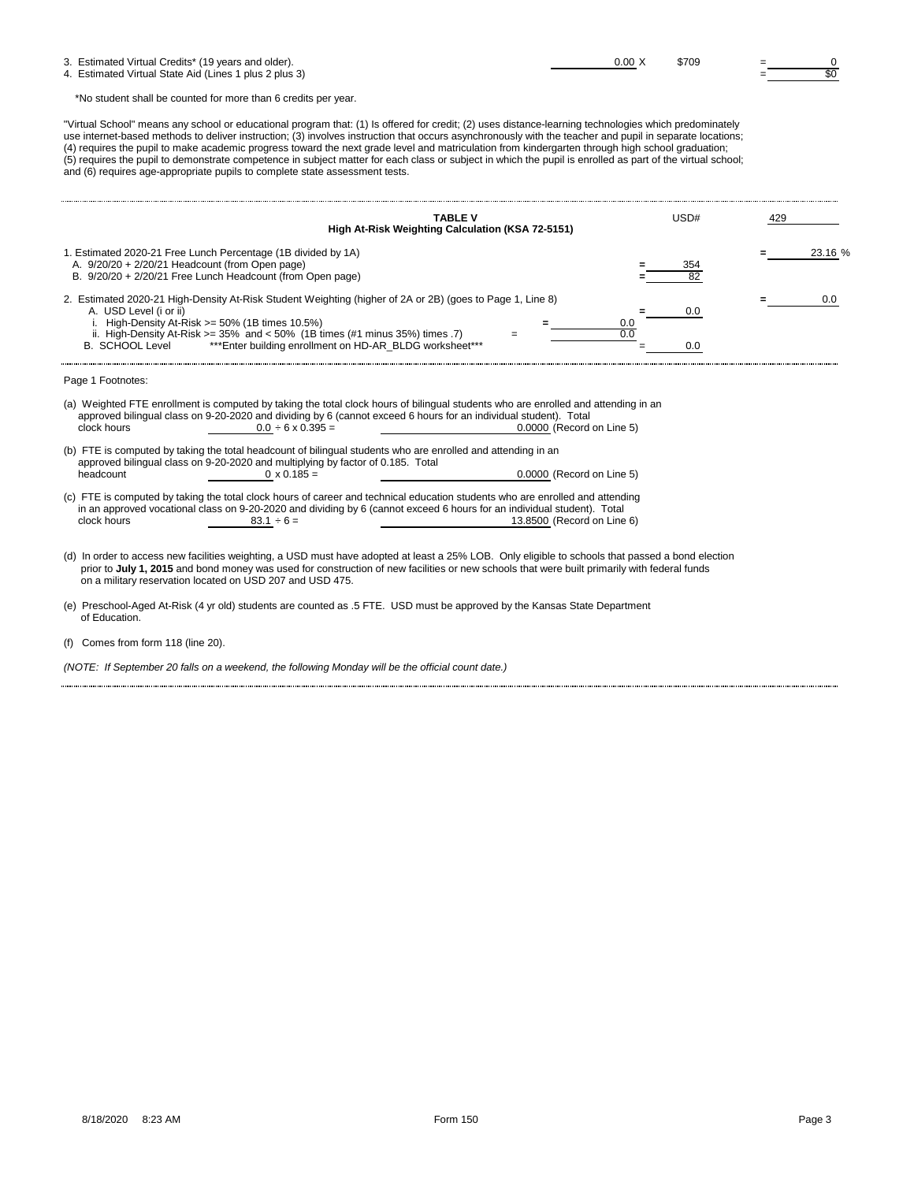| | | | | |
|---|---|---|---|---|
| 3. Estimated Virtual Credits* (19 years and older). | 0.00 X | $709 | = | 0 |
| 4. Estimated Virtual State Aid (Lines 1 plus 2 plus 3) | | | = | $0 |

*No student shall be counted for more than 6 credits per year.

"Virtual School" means any school or educational program that: (1) Is offered for credit; (2) uses distance-learning technologies which predominately use internet-based methods to deliver instruction; (3) involves instruction that occurs asynchronously with the teacher and pupil in separate locations; (4) requires the pupil to make academic progress toward the next grade level and matriculation from kindergarten through high school graduation; (5) requires the pupil to demonstrate competence in subject matter for each class or subject in which the pupil is enrolled as part of the virtual school; and (6) requires age-appropriate pupils to complete state assessment tests.

## TABLE V
### High At-Risk Weighting Calculation (KSA 72-5151)

USD# 429

| | | | |
|---|---|---|---|
| 1. Estimated 2020-21 Free Lunch Percentage (1B divided by 1A) | | | = 23.16 % |
| A. 9/20/20 + 2/20/21 Headcount (from Open page) | | = 354 | |
| B. 9/20/20 + 2/20/21 Free Lunch Headcount (from Open page) | | = 82 | |
| 2. Estimated 2020-21 High-Density At-Risk Student Weighting (higher of 2A or 2B) (goes to Page 1, Line 8) | | | = 0.0 |
| A. USD Level (i or ii) | | = 0.0 | |
| i. High-Density At-Risk >= 50% (1B times 10.5%) | = 0.0 | | |
| ii. High-Density At-Risk >= 35% and < 50% (1B times (#1 minus 35%) times .7) | = 0.0 | | |
| B. SCHOOL Level ***Enter building enrollment on HD-AR_BLDG worksheet*** | | = 0.0 | |

Page 1 Footnotes:

(a) Weighted FTE enrollment is computed by taking the total clock hours of bilingual students who are enrolled and attending in an approved bilingual class on 9-20-2020 and dividing by 6 (cannot exceed 6 hours for an individual student). Total clock hours 0.0 ÷ 6 x 0.395 = 0.0000 (Record on Line 5)

(b) FTE is computed by taking the total headcount of bilingual students who are enrolled and attending in an approved bilingual class on 9-20-2020 and multiplying by factor of 0.185. Total headcount 0 x 0.185 = 0.0000 (Record on Line 5)

(c) FTE is computed by taking the total clock hours of career and technical education students who are enrolled and attending in an approved vocational class on 9-20-2020 and dividing by 6 (cannot exceed 6 hours for an individual student). Total clock hours 83.1 ÷ 6 = 13.8500 (Record on Line 6)

(d) In order to access new facilities weighting, a USD must have adopted at least a 25% LOB. Only eligible to schools that passed a bond election prior to **July 1, 2015** and bond money was used for construction of new facilities or new schools that were built primarily with federal funds on a military reservation located on USD 207 and USD 475.

(e) Preschool-Aged At-Risk (4 yr old) students are counted as .5 FTE. USD must be approved by the Kansas State Department of Education.

(f) Comes from form 118 (line 20).

*(NOTE: If September 20 falls on a weekend, the following Monday will be the official count date.)*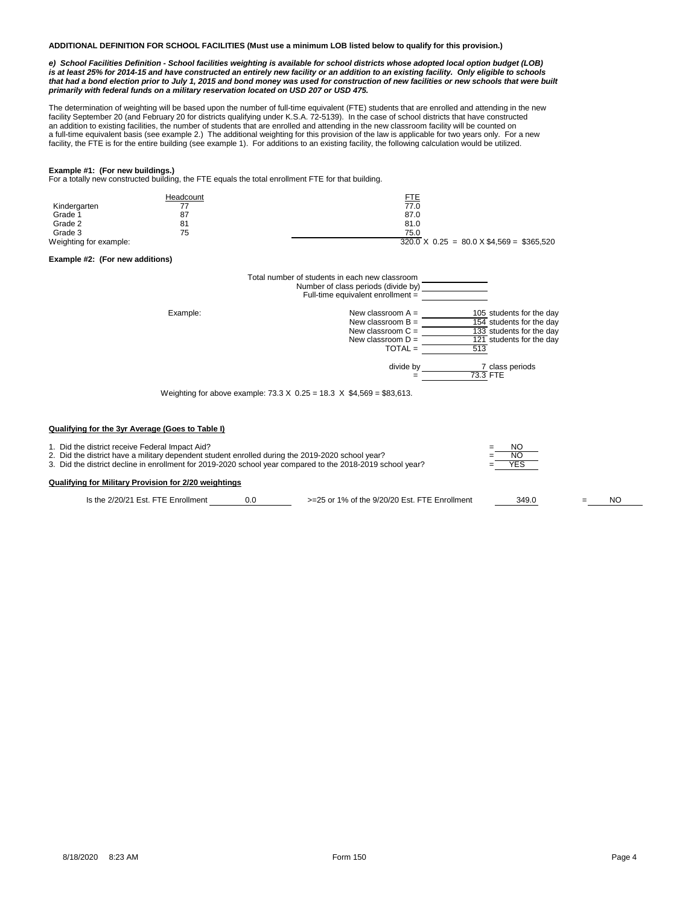**ADDITIONAL DEFINITION FOR SCHOOL FACILITIES (Must use a minimum LOB listed below to qualify for this provision.)**

***e) School Facilities Definition - School facilities weighting is available for school districts whose adopted local option budget (LOB) is at least 25% for 2014-15 and have constructed an entirely new facility or an addition to an existing facility. Only eligible to schools that had a bond election prior to July 1, 2015 and bond money was used for construction of new facilities or new schools that were built primarily with federal funds on a military reservation located on USD 207 or USD 475.***

The determination of weighting will be based upon the number of full-time equivalent (FTE) students that are enrolled and attending in the new facility September 20 (and February 20 for districts qualifying under K.S.A. 72-5139). In the case of school districts that have constructed an addition to existing facilities, the number of students that are enrolled and attending in the new classroom facility will be counted on a full-time equivalent basis (see example 2.) The additional weighting for this provision of the law is applicable for two years only. For a new facility, the FTE is for the entire building (see example 1). For additions to an existing facility, the following calculation would be utilized.

**Example #1: (For new buildings.)**
For a totally new constructed building, the FTE equals the total enrollment FTE for that building.

| | Headcount | FTE |
|---|---|---|
| Kindergarten | 77 | 77.0 |
| Grade 1 | 87 | 87.0 |
| Grade 2 | 81 | 81.0 |
| Grade 3 | 75 | 75.0 |
| Weighting for example: | | 320.0 X 0.25 = 80.0 X $4,569 = $365,520 |

**Example #2: (For new additions)**

Total number of students in each new classroom ______
Number of class periods (divide by) ______
Full-time equivalent enrollment = ______

| Example: | | |
|---|---|---|
| New classroom A = | 105 | students for the day |
| New classroom B = | 154 | students for the day |
| New classroom C = | 133 | students for the day |
| New classroom D = | 121 | students for the day |
| TOTAL = | 513 | |
| divide by | 7 | class periods |
| = | 73.3 | FTE |

Weighting for above example: 73.3 X 0.25 = 18.3 X $4,569 = $83,613.

**Qualifying for the 3yr Average (Goes to Table I)**

1. Did the district receive Federal Impact Aid? = NO
2. Did the district have a military dependent student enrolled during the 2019-2020 school year? = NO
3. Did the district decline in enrollment for 2019-2020 school year compared to the 2018-2019 school year? = YES

**Qualifying for Military Provision for 2/20 weightings**

Is the 2/20/21 Est. FTE Enrollment 0.0 >=25 or 1% of the 9/20/20 Est. FTE Enrollment 349.0 = NO